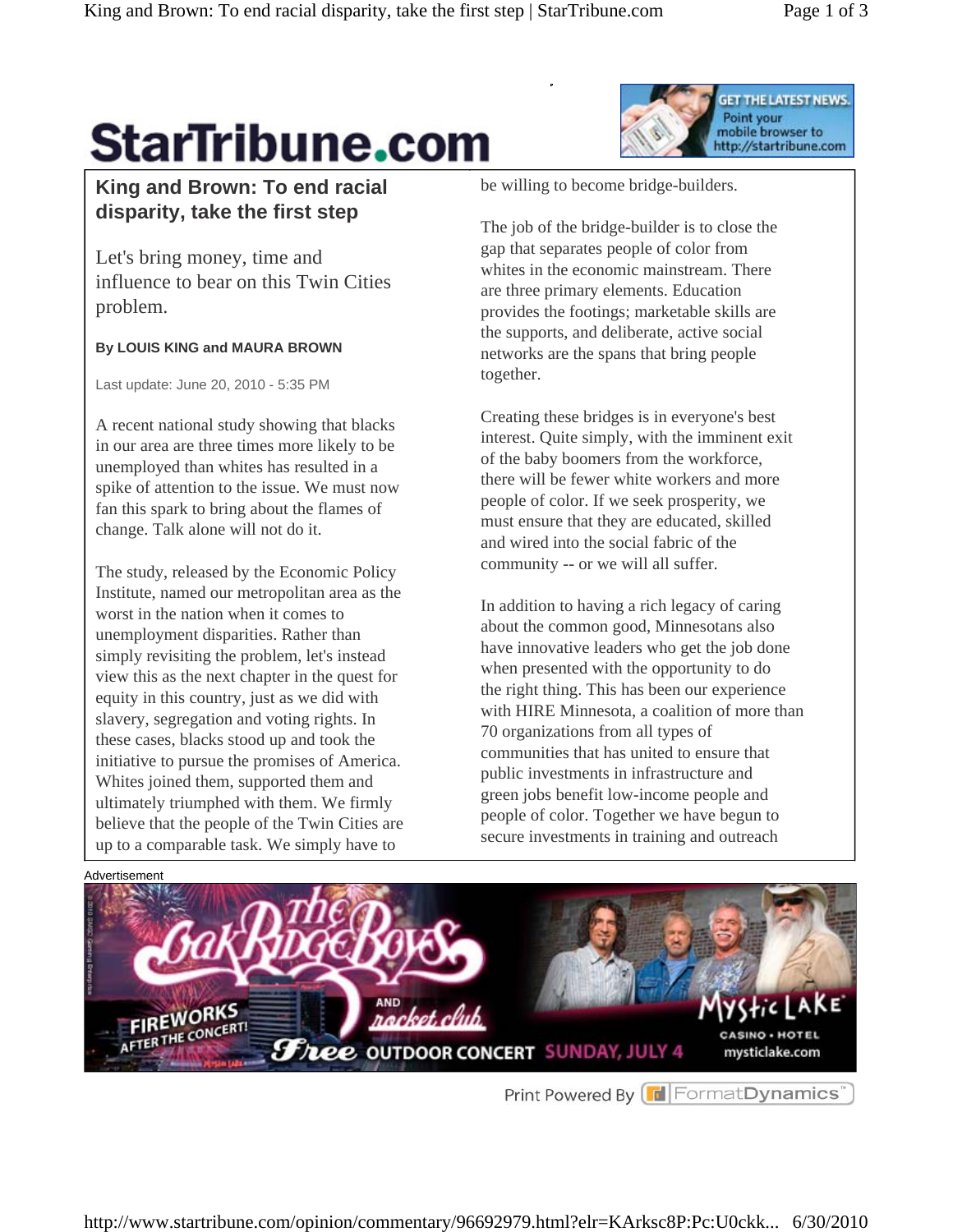# King and Brown: To end racial disparity, take the first step

## Let's bring money, time and influence to bear on this Twin Cities problem.

**By LOUIS KING and MAURA BROWN**

Last update: June 20, 2010 - 5:35 PM

A recent national study showing that blacks in our area are three times more likely to be unemployed than whites has resulted in a spike of attention to the issue. We must now fan this spark to bring about the flames of change. Talk alone will not do it.

The study, released by the Economic Policy Institute, named our metropolitan area as the worst in the nation when it comes to unemployment disparities. Rather than simply revisiting the problem, let's instead view this as the next chapter in the quest for equity in this country, just as we did with slavery, segregation and voting rights. In these cases, blacks stood up and took the initiative to pursue the promises of America. Whites joined them, supported them and ultimately triumphed with them. We firmly believe that the people of the Twin Cities are up to a comparable task. We simply have to be willing to become bridge-builders.

The job of the bridge-builder is to close the gap that separates people of color from whites in the economic mainstream. There are three primary elements. Education provides the footings; marketable skills are the supports, and deliberate, active social networks are the spans that bring people together.

Creating these bridges is in everyone's best interest. Quite simply, with the imminent exit of the baby boomers from the workforce, there will be fewer white workers and more people of color. If we seek prosperity, we must ensure that they are educated, skilled and wired into the social fabric of the community -- or we will all suffer.

In addition to having a rich legacy of caring about the common good, Minnesotans also have innovative leaders who get the job done when presented with the opportunity to do the right thing. This has been our experience with HIRE Minnesota, a coalition of more than 70 organizations from all types of communities that has united to ensure that public investments in infrastructure and green jobs benefit low-income people and people of color. Together we have begun to secure investments in training and outreach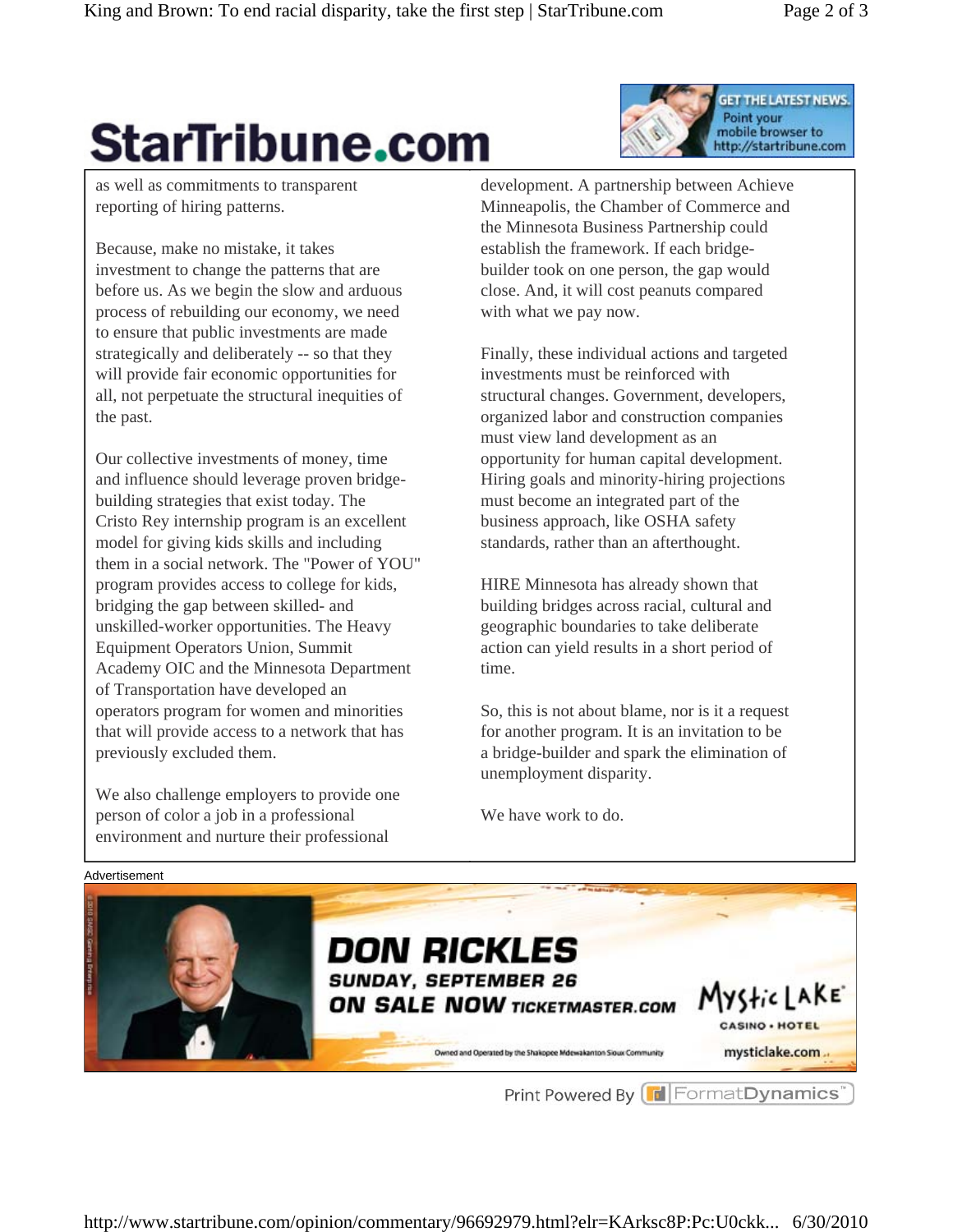as well as commitments to transparent reporting of hiring patterns.

Because, make no mistake, it takes investment to change the patterns that are before us. As we begin the slow and arduous process of rebuilding our economy, we need to ensure that public investments are made strategically and deliberately -- so that they will provide fair economic opportunities for all, not perpetuate the structural inequities of the past.

Our collective investments of money, time and influence should leverage proven bridge-building strategies that exist today. The Cristo Rey internship program is an excellent model for giving kids skills and including them in a social network. The "Power of YOU" program provides access to college for kids, bridging the gap between skilled- and unskilled-worker opportunities. The Heavy Equipment Operators Union, Summit Academy OIC and the Minnesota Department of Transportation have developed an operators program for women and minorities that will provide access to a network that has previously excluded them.

We also challenge employers to provide one person of color a job in a professional environment and nurture their professional development. A partnership between Achieve Minneapolis, the Chamber of Commerce and the Minnesota Business Partnership could establish the framework. If each bridge-builder took on one person, the gap would close. And, it will cost peanuts compared with what we pay now.

Finally, these individual actions and targeted investments must be reinforced with structural changes. Government, developers, organized labor and construction companies must view land development as an opportunity for human capital development. Hiring goals and minority-hiring projections must become an integrated part of the business approach, like OSHA safety standards, rather than an afterthought.

HIRE Minnesota has already shown that building bridges across racial, cultural and geographic boundaries to take deliberate action can yield results in a short period of time.

So, this is not about blame, nor is it a request for another program. It is an invitation to be a bridge-builder and spark the elimination of unemployment disparity.

We have work to do.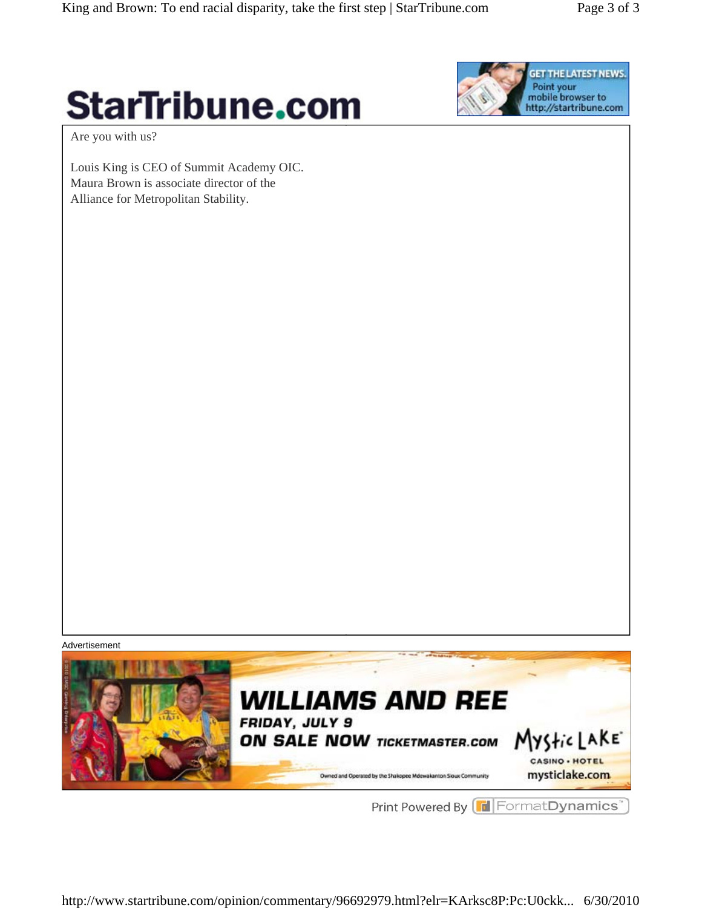Are you with us?

Louis King is CEO of Summit Academy OIC.
Maura Brown is associate director of the
Alliance for Metropolitan Stability.